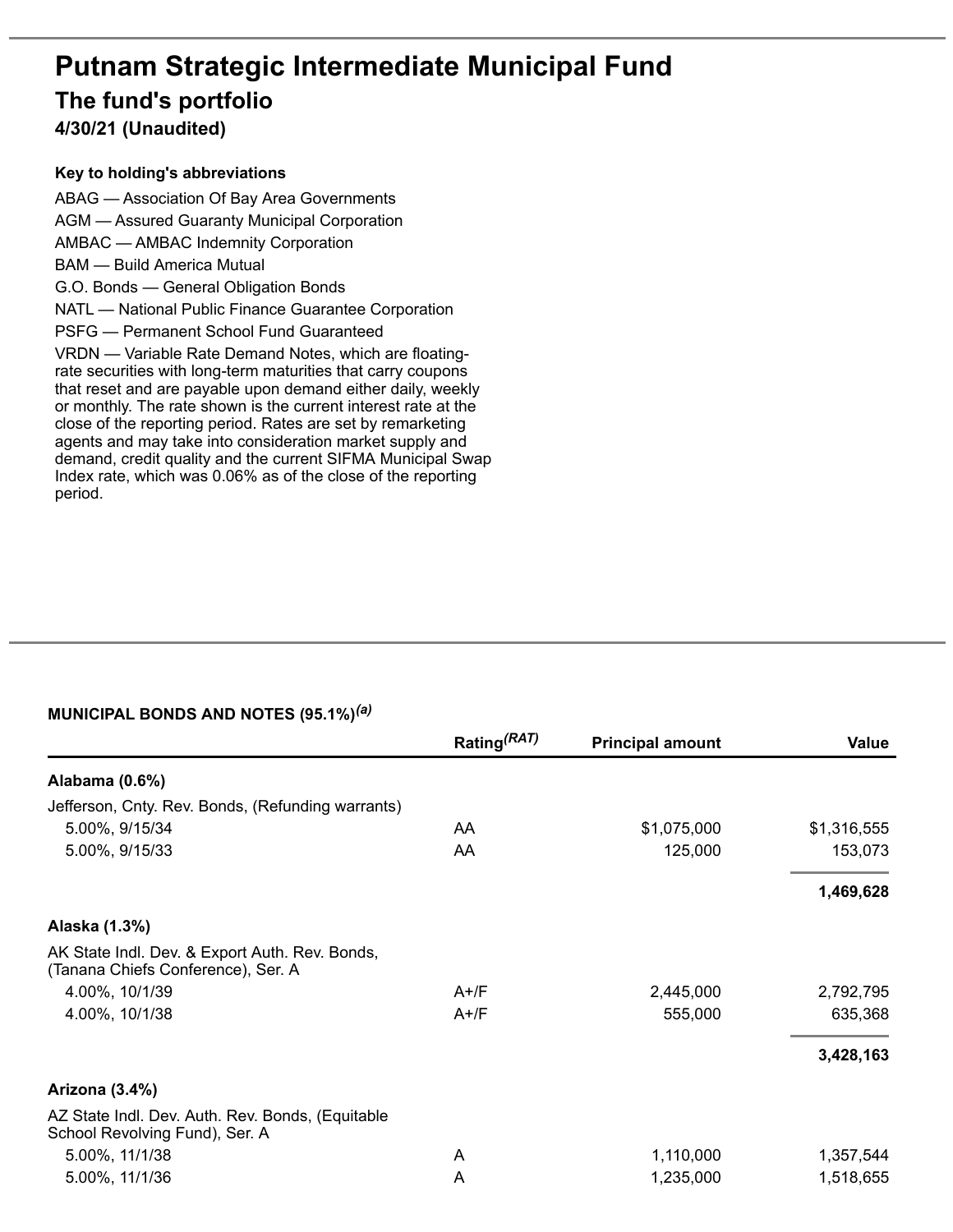# Putnam Strategic Intermediate Municipal Fund

## The fund's portfolio

### 4/30/21 (Unaudited)

**Key to holding's abbreviations**

ABAG — Association Of Bay Area Governments

AGM — Assured Guaranty Municipal Corporation

AMBAC — AMBAC Indemnity Corporation

BAM — Build America Mutual

G.O. Bonds — General Obligation Bonds

NATL — National Public Finance Guarantee Corporation

PSFG — Permanent School Fund Guaranteed

VRDN — Variable Rate Demand Notes, which are floating-rate securities with long-term maturities that carry coupons that reset and are payable upon demand either daily, weekly or monthly. The rate shown is the current interest rate at the close of the reporting period. Rates are set by remarketing agents and may take into consideration market supply and demand, credit quality and the current SIFMA Municipal Swap Index rate, which was 0.06% as of the close of the reporting period.

**MUNICIPAL BONDS AND NOTES (95.1%)** *(a)*

| | Rating *(RAT)* | Principal amount | Value |
|---|---|---|---|
| **Alabama (0.6%)** | | | |
| Jefferson, Cnty. Rev. Bonds, (Refunding warrants) | | | |
| 5.00%, 9/15/34 | AA | $1,075,000 | $1,316,555 |
| 5.00%, 9/15/33 | AA | 125,000 | 153,073 |
| | | | **1,469,628** |
| **Alaska (1.3%)** | | | |
| AK State Indl. Dev. & Export Auth. Rev. Bonds, (Tanana Chiefs Conference), Ser. A | | | |
| 4.00%, 10/1/39 | A+/F | 2,445,000 | 2,792,795 |
| 4.00%, 10/1/38 | A+/F | 555,000 | 635,368 |
| | | | **3,428,163** |
| **Arizona (3.4%)** | | | |
| AZ State Indl. Dev. Auth. Rev. Bonds, (Equitable School Revolving Fund), Ser. A | | | |
| 5.00%, 11/1/38 | A | 1,110,000 | 1,357,544 |
| 5.00%, 11/1/36 | A | 1,235,000 | 1,518,655 |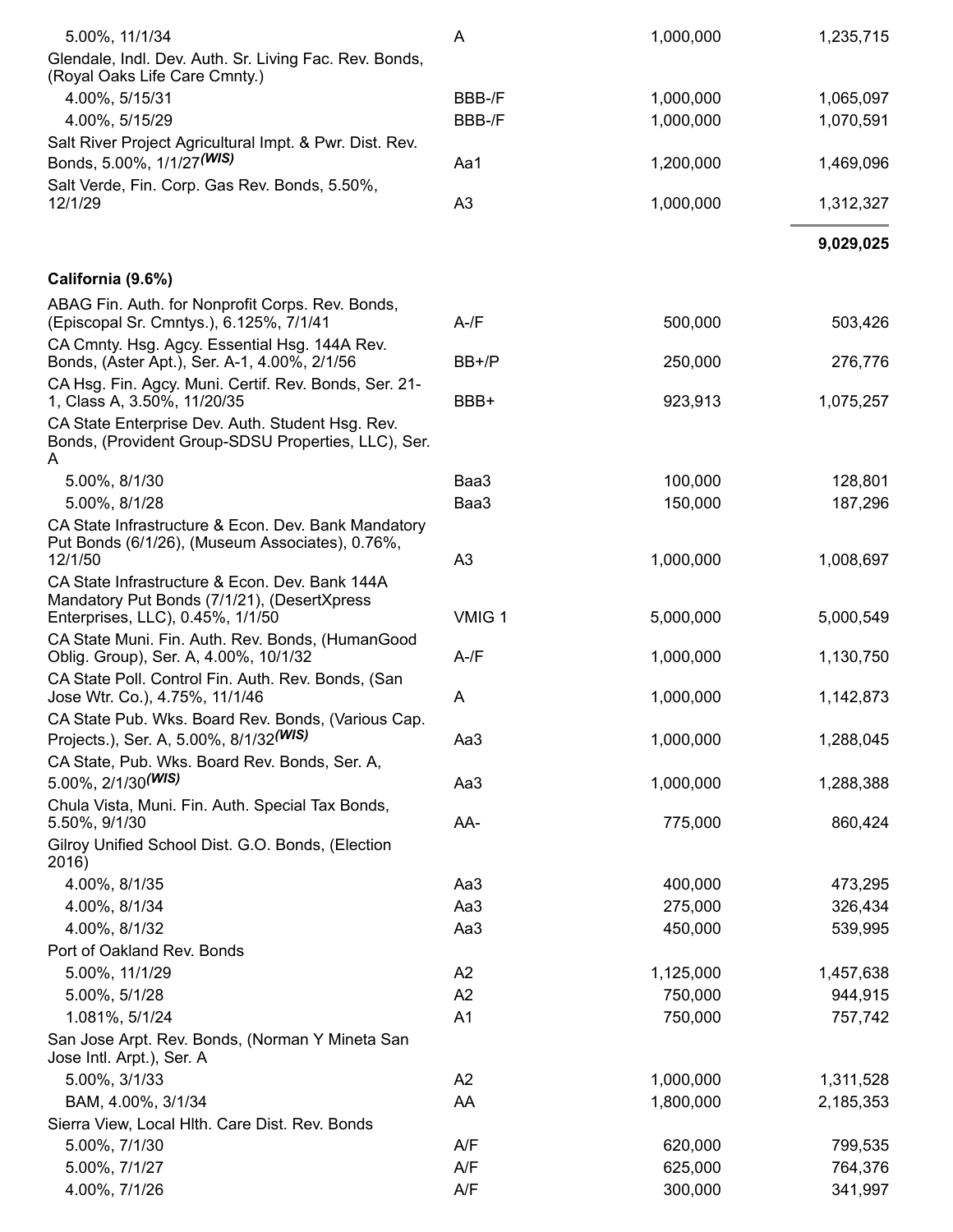| | | | |
|---|---|---|---|
| 5.00%, 11/1/34 | A | 1,000,000 | 1,235,715 |
| Glendale, Indl. Dev. Auth. Sr. Living Fac. Rev. Bonds, (Royal Oaks Life Care Cmnty.) | | | |
| 4.00%, 5/15/31 | BBB-/F | 1,000,000 | 1,065,097 |
| 4.00%, 5/15/29 | BBB-/F | 1,000,000 | 1,070,591 |
| Salt River Project Agricultural Impt. & Pwr. Dist. Rev. Bonds, 5.00%, 1/1/27*(WIS)* | Aa1 | 1,200,000 | 1,469,096 |
| Salt Verde, Fin. Corp. Gas Rev. Bonds, 5.50%, 12/1/29 | A3 | 1,000,000 | 1,312,327 |
| | | | **9,029,025** |
| **California (9.6%)** | | | |
| ABAG Fin. Auth. for Nonprofit Corps. Rev. Bonds, (Episcopal Sr. Cmntys.), 6.125%, 7/1/41 | A-/F | 500,000 | 503,426 |
| CA Cmnty. Hsg. Agcy. Essential Hsg. 144A Rev. Bonds, (Aster Apt.), Ser. A-1, 4.00%, 2/1/56 | BB+/P | 250,000 | 276,776 |
| CA Hsg. Fin. Agcy. Muni. Certif. Rev. Bonds, Ser. 21-1, Class A, 3.50%, 11/20/35 | BBB+ | 923,913 | 1,075,257 |
| CA State Enterprise Dev. Auth. Student Hsg. Rev. Bonds, (Provident Group-SDSU Properties, LLC), Ser. A | | | |
| 5.00%, 8/1/30 | Baa3 | 100,000 | 128,801 |
| 5.00%, 8/1/28 | Baa3 | 150,000 | 187,296 |
| CA State Infrastructure & Econ. Dev. Bank Mandatory Put Bonds (6/1/26), (Museum Associates), 0.76%, 12/1/50 | A3 | 1,000,000 | 1,008,697 |
| CA State Infrastructure & Econ. Dev. Bank 144A Mandatory Put Bonds (7/1/21), (DesertXpress Enterprises, LLC), 0.45%, 1/1/50 | VMIG 1 | 5,000,000 | 5,000,549 |
| CA State Muni. Fin. Auth. Rev. Bonds, (HumanGood Oblig. Group), Ser. A, 4.00%, 10/1/32 | A-/F | 1,000,000 | 1,130,750 |
| CA State Poll. Control Fin. Auth. Rev. Bonds, (San Jose Wtr. Co.), 4.75%, 11/1/46 | A | 1,000,000 | 1,142,873 |
| CA State Pub. Wks. Board Rev. Bonds, (Various Cap. Projects.), Ser. A, 5.00%, 8/1/32*(WIS)* | Aa3 | 1,000,000 | 1,288,045 |
| CA State, Pub. Wks. Board Rev. Bonds, Ser. A, 5.00%, 2/1/30*(WIS)* | Aa3 | 1,000,000 | 1,288,388 |
| Chula Vista, Muni. Fin. Auth. Special Tax Bonds, 5.50%, 9/1/30 | AA- | 775,000 | 860,424 |
| Gilroy Unified School Dist. G.O. Bonds, (Election 2016) | | | |
| 4.00%, 8/1/35 | Aa3 | 400,000 | 473,295 |
| 4.00%, 8/1/34 | Aa3 | 275,000 | 326,434 |
| 4.00%, 8/1/32 | Aa3 | 450,000 | 539,995 |
| Port of Oakland Rev. Bonds | | | |
| 5.00%, 11/1/29 | A2 | 1,125,000 | 1,457,638 |
| 5.00%, 5/1/28 | A2 | 750,000 | 944,915 |
| 1.081%, 5/1/24 | A1 | 750,000 | 757,742 |
| San Jose Arpt. Rev. Bonds, (Norman Y Mineta San Jose Intl. Arpt.), Ser. A | | | |
| 5.00%, 3/1/33 | A2 | 1,000,000 | 1,311,528 |
| BAM, 4.00%, 3/1/34 | AA | 1,800,000 | 2,185,353 |
| Sierra View, Local Hlth. Care Dist. Rev. Bonds | | | |
| 5.00%, 7/1/30 | A/F | 620,000 | 799,535 |
| 5.00%, 7/1/27 | A/F | 625,000 | 764,376 |
| 4.00%, 7/1/26 | A/F | 300,000 | 341,997 |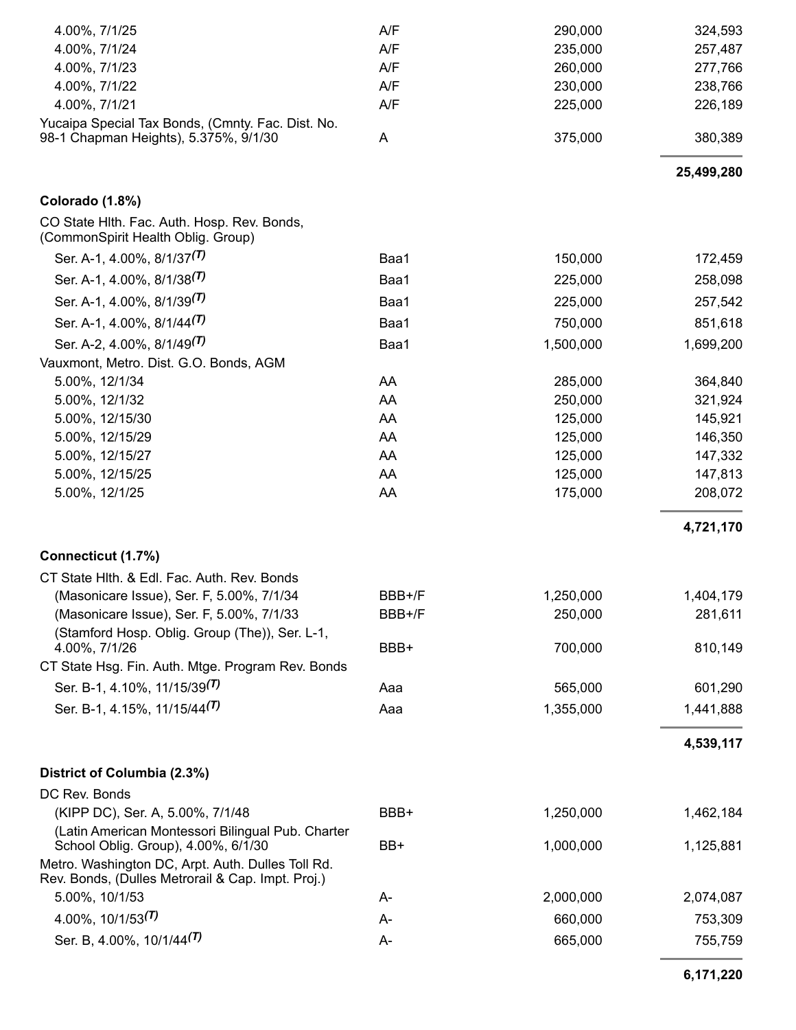| | | | |
|---|---|---|---|
| 4.00%, 7/1/25 | A/F | 290,000 | 324,593 |
| 4.00%, 7/1/24 | A/F | 235,000 | 257,487 |
| 4.00%, 7/1/23 | A/F | 260,000 | 277,766 |
| 4.00%, 7/1/22 | A/F | 230,000 | 238,766 |
| 4.00%, 7/1/21 | A/F | 225,000 | 226,189 |
| Yucaipa Special Tax Bonds, (Cmnty. Fac. Dist. No. 98-1 Chapman Heights), 5.375%, 9/1/30 | A | 375,000 | 380,389 |
| | | | **25,499,280** |
| **Colorado (1.8%)** | | | |
| CO State Hlth. Fac. Auth. Hosp. Rev. Bonds, (CommonSpirit Health Oblig. Group) | | | |
| Ser. A-1, 4.00%, 8/1/37 *(T)* | Baa1 | 150,000 | 172,459 |
| Ser. A-1, 4.00%, 8/1/38 *(T)* | Baa1 | 225,000 | 258,098 |
| Ser. A-1, 4.00%, 8/1/39 *(T)* | Baa1 | 225,000 | 257,542 |
| Ser. A-1, 4.00%, 8/1/44 *(T)* | Baa1 | 750,000 | 851,618 |
| Ser. A-2, 4.00%, 8/1/49 *(T)* | Baa1 | 1,500,000 | 1,699,200 |
| Vauxmont, Metro. Dist. G.O. Bonds, AGM | | | |
| 5.00%, 12/1/34 | AA | 285,000 | 364,840 |
| 5.00%, 12/1/32 | AA | 250,000 | 321,924 |
| 5.00%, 12/15/30 | AA | 125,000 | 145,921 |
| 5.00%, 12/15/29 | AA | 125,000 | 146,350 |
| 5.00%, 12/15/27 | AA | 125,000 | 147,332 |
| 5.00%, 12/15/25 | AA | 125,000 | 147,813 |
| 5.00%, 12/1/25 | AA | 175,000 | 208,072 |
| | | | **4,721,170** |
| **Connecticut (1.7%)** | | | |
| CT State Hlth. & Edl. Fac. Auth. Rev. Bonds | | | |
| (Masonicare Issue), Ser. F, 5.00%, 7/1/34 | BBB+/F | 1,250,000 | 1,404,179 |
| (Masonicare Issue), Ser. F, 5.00%, 7/1/33 | BBB+/F | 250,000 | 281,611 |
| (Stamford Hosp. Oblig. Group (The)), Ser. L-1, 4.00%, 7/1/26 | BBB+ | 700,000 | 810,149 |
| CT State Hsg. Fin. Auth. Mtge. Program Rev. Bonds | | | |
| Ser. B-1, 4.10%, 11/15/39 *(T)* | Aaa | 565,000 | 601,290 |
| Ser. B-1, 4.15%, 11/15/44 *(T)* | Aaa | 1,355,000 | 1,441,888 |
| | | | **4,539,117** |
| **District of Columbia (2.3%)** | | | |
| DC Rev. Bonds | | | |
| (KIPP DC), Ser. A, 5.00%, 7/1/48 | BBB+ | 1,250,000 | 1,462,184 |
| (Latin American Montessori Bilingual Pub. Charter School Oblig. Group), 4.00%, 6/1/30 | BB+ | 1,000,000 | 1,125,881 |
| Metro. Washington DC, Arpt. Auth. Dulles Toll Rd. Rev. Bonds, (Dulles Metrorail & Cap. Impt. Proj.) | | | |
| 5.00%, 10/1/53 | A- | 2,000,000 | 2,074,087 |
| 4.00%, 10/1/53 *(T)* | A- | 660,000 | 753,309 |
| Ser. B, 4.00%, 10/1/44 *(T)* | A- | 665,000 | 755,759 |
| | | | **6,171,220** |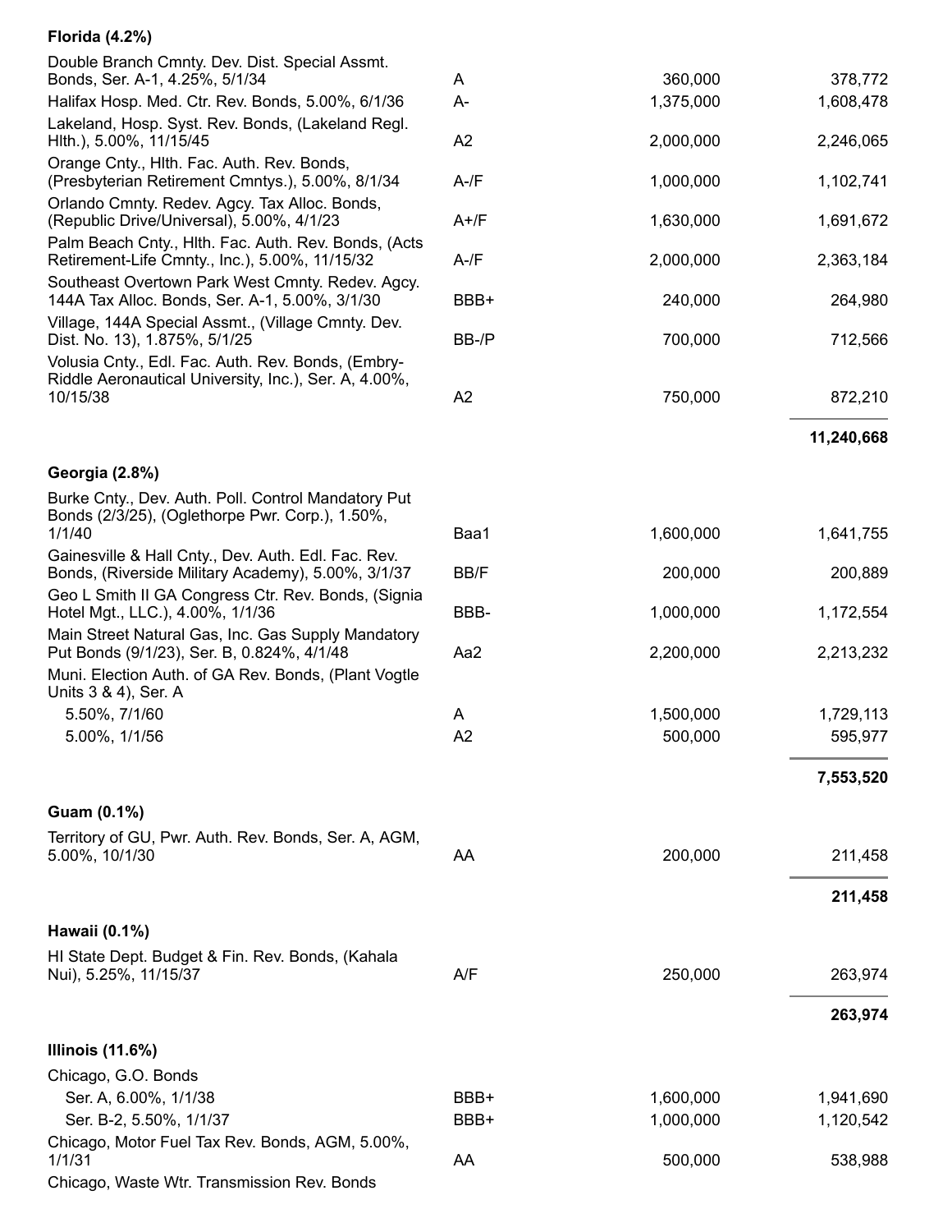| | | | |
|---|---|---|---|
| **Florida (4.2%)** | | | |
| Double Branch Cmnty. Dev. Dist. Special Assmt. Bonds, Ser. A-1, 4.25%, 5/1/34 | A | 360,000 | 378,772 |
| Halifax Hosp. Med. Ctr. Rev. Bonds, 5.00%, 6/1/36 | A- | 1,375,000 | 1,608,478 |
| Lakeland, Hosp. Syst. Rev. Bonds, (Lakeland Regl. Hlth.), 5.00%, 11/15/45 | A2 | 2,000,000 | 2,246,065 |
| Orange Cnty., Hlth. Fac. Auth. Rev. Bonds, (Presbyterian Retirement Cmntys.), 5.00%, 8/1/34 | A-/F | 1,000,000 | 1,102,741 |
| Orlando Cmnty. Redev. Agcy. Tax Alloc. Bonds, (Republic Drive/Universal), 5.00%, 4/1/23 | A+/F | 1,630,000 | 1,691,672 |
| Palm Beach Cnty., Hlth. Fac. Auth. Rev. Bonds, (Acts Retirement-Life Cmnty., Inc.), 5.00%, 11/15/32 | A-/F | 2,000,000 | 2,363,184 |
| Southeast Overtown Park West Cmnty. Redev. Agcy. 144A Tax Alloc. Bonds, Ser. A-1, 5.00%, 3/1/30 | BBB+ | 240,000 | 264,980 |
| Village, 144A Special Assmt., (Village Cmnty. Dev. Dist. No. 13), 1.875%, 5/1/25 | BB-/P | 700,000 | 712,566 |
| Volusia Cnty., Edl. Fac. Auth. Rev. Bonds, (Embry-Riddle Aeronautical University, Inc.), Ser. A, 4.00%, 10/15/38 | A2 | 750,000 | 872,210 |
| | | | **11,240,668** |
| **Georgia (2.8%)** | | | |
| Burke Cnty., Dev. Auth. Poll. Control Mandatory Put Bonds (2/3/25), (Oglethorpe Pwr. Corp.), 1.50%, 1/1/40 | Baa1 | 1,600,000 | 1,641,755 |
| Gainesville & Hall Cnty., Dev. Auth. Edl. Fac. Rev. Bonds, (Riverside Military Academy), 5.00%, 3/1/37 | BB/F | 200,000 | 200,889 |
| Geo L Smith II GA Congress Ctr. Rev. Bonds, (Signia Hotel Mgt., LLC.), 4.00%, 1/1/36 | BBB- | 1,000,000 | 1,172,554 |
| Main Street Natural Gas, Inc. Gas Supply Mandatory Put Bonds (9/1/23), Ser. B, 0.824%, 4/1/48 | Aa2 | 2,200,000 | 2,213,232 |
| Muni. Election Auth. of GA Rev. Bonds, (Plant Vogtle Units 3 & 4), Ser. A | | | |
| 5.50%, 7/1/60 | A | 1,500,000 | 1,729,113 |
| 5.00%, 1/1/56 | A2 | 500,000 | 595,977 |
| | | | **7,553,520** |
| **Guam (0.1%)** | | | |
| Territory of GU, Pwr. Auth. Rev. Bonds, Ser. A, AGM, 5.00%, 10/1/30 | AA | 200,000 | 211,458 |
| | | | **211,458** |
| **Hawaii (0.1%)** | | | |
| HI State Dept. Budget & Fin. Rev. Bonds, (Kahala Nui), 5.25%, 11/15/37 | A/F | 250,000 | 263,974 |
| | | | **263,974** |
| **Illinois (11.6%)** | | | |
| Chicago, G.O. Bonds | | | |
| Ser. A, 6.00%, 1/1/38 | BBB+ | 1,600,000 | 1,941,690 |
| Ser. B-2, 5.50%, 1/1/37 | BBB+ | 1,000,000 | 1,120,542 |
| Chicago, Motor Fuel Tax Rev. Bonds, AGM, 5.00%, 1/1/31 | AA | 500,000 | 538,988 |
| Chicago, Waste Wtr. Transmission Rev. Bonds | | | |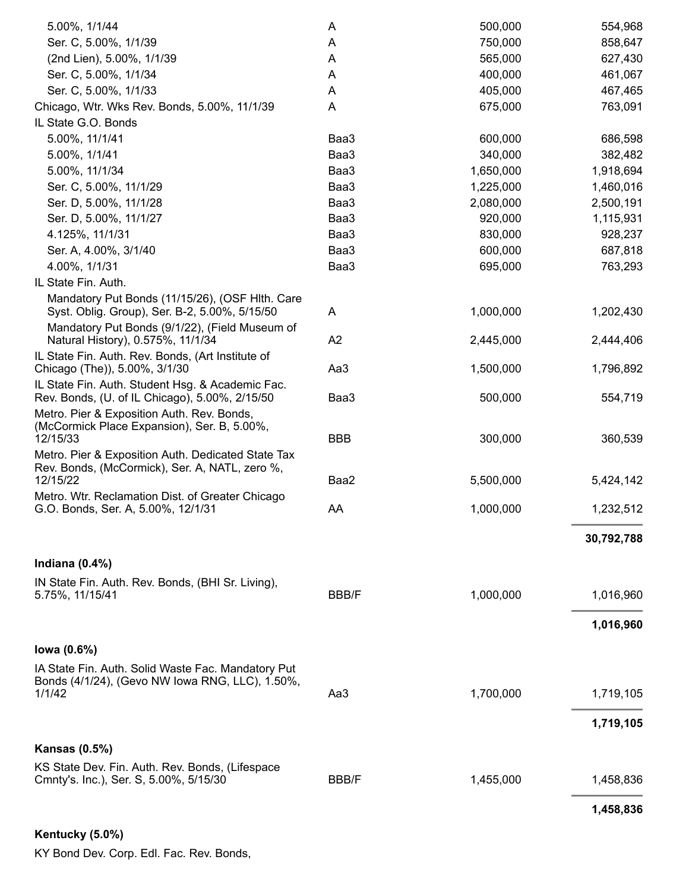| | | | |
|---|---|---|---|
| 5.00%, 1/1/44 | A | 500,000 | 554,968 |
| Ser. C, 5.00%, 1/1/39 | A | 750,000 | 858,647 |
| (2nd Lien), 5.00%, 1/1/39 | A | 565,000 | 627,430 |
| Ser. C, 5.00%, 1/1/34 | A | 400,000 | 461,067 |
| Ser. C, 5.00%, 1/1/33 | A | 405,000 | 467,465 |
| Chicago, Wtr. Wks Rev. Bonds, 5.00%, 11/1/39 | A | 675,000 | 763,091 |
| IL State G.O. Bonds | | | |
| 5.00%, 11/1/41 | Baa3 | 600,000 | 686,598 |
| 5.00%, 1/1/41 | Baa3 | 340,000 | 382,482 |
| 5.00%, 11/1/34 | Baa3 | 1,650,000 | 1,918,694 |
| Ser. C, 5.00%, 11/1/29 | Baa3 | 1,225,000 | 1,460,016 |
| Ser. D, 5.00%, 11/1/28 | Baa3 | 2,080,000 | 2,500,191 |
| Ser. D, 5.00%, 11/1/27 | Baa3 | 920,000 | 1,115,931 |
| 4.125%, 11/1/31 | Baa3 | 830,000 | 928,237 |
| Ser. A, 4.00%, 3/1/40 | Baa3 | 600,000 | 687,818 |
| 4.00%, 1/1/31 | Baa3 | 695,000 | 763,293 |
| IL State Fin. Auth. | | | |
| Mandatory Put Bonds (11/15/26), (OSF Hlth. Care Syst. Oblig. Group), Ser. B-2, 5.00%, 5/15/50 | A | 1,000,000 | 1,202,430 |
| Mandatory Put Bonds (9/1/22), (Field Museum of Natural History), 0.575%, 11/1/34 | A2 | 2,445,000 | 2,444,406 |
| IL State Fin. Auth. Rev. Bonds, (Art Institute of Chicago (The)), 5.00%, 3/1/30 | Aa3 | 1,500,000 | 1,796,892 |
| IL State Fin. Auth. Student Hsg. & Academic Fac. Rev. Bonds, (U. of IL Chicago), 5.00%, 2/15/50 | Baa3 | 500,000 | 554,719 |
| Metro. Pier & Exposition Auth. Rev. Bonds, (McCormick Place Expansion), Ser. B, 5.00%, 12/15/33 | BBB | 300,000 | 360,539 |
| Metro. Pier & Exposition Auth. Dedicated State Tax Rev. Bonds, (McCormick), Ser. A, NATL, zero %, 12/15/22 | Baa2 | 5,500,000 | 5,424,142 |
| Metro. Wtr. Reclamation Dist. of Greater Chicago G.O. Bonds, Ser. A, 5.00%, 12/1/31 | AA | 1,000,000 | 1,232,512 |
| | | | **30,792,788** |
| **Indiana (0.4%)** | | | |
| IN State Fin. Auth. Rev. Bonds, (BHI Sr. Living), 5.75%, 11/15/41 | BBB/F | 1,000,000 | 1,016,960 |
| | | | **1,016,960** |
| **Iowa (0.6%)** | | | |
| IA State Fin. Auth. Solid Waste Fac. Mandatory Put Bonds (4/1/24), (Gevo NW Iowa RNG, LLC), 1.50%, 1/1/42 | Aa3 | 1,700,000 | 1,719,105 |
| | | | **1,719,105** |
| **Kansas (0.5%)** | | | |
| KS State Dev. Fin. Auth. Rev. Bonds, (Lifespace Cmnty's. Inc.), Ser. S, 5.00%, 5/15/30 | BBB/F | 1,455,000 | 1,458,836 |
| | | | **1,458,836** |
| **Kentucky (5.0%)** | | | |
| KY Bond Dev. Corp. Edl. Fac. Rev. Bonds, | | | |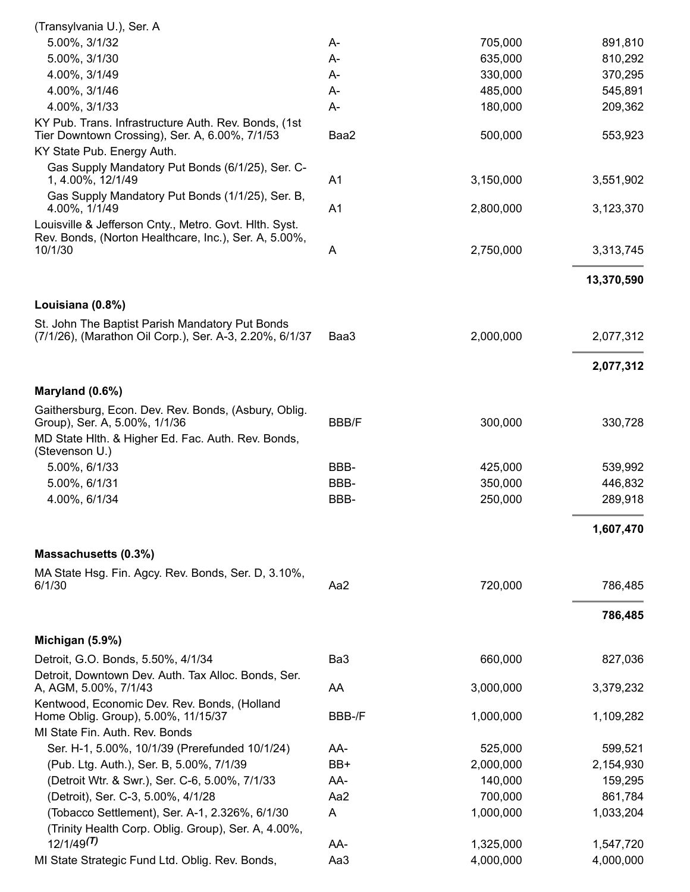| | | | |
|---|---|---|---|
| (Transylvania U.), Ser. A | | | |
| 5.00%, 3/1/32 | A- | 705,000 | 891,810 |
| 5.00%, 3/1/30 | A- | 635,000 | 810,292 |
| 4.00%, 3/1/49 | A- | 330,000 | 370,295 |
| 4.00%, 3/1/46 | A- | 485,000 | 545,891 |
| 4.00%, 3/1/33 | A- | 180,000 | 209,362 |
| KY Pub. Trans. Infrastructure Auth. Rev. Bonds, (1st Tier Downtown Crossing), Ser. A, 6.00%, 7/1/53 | Baa2 | 500,000 | 553,923 |
| KY State Pub. Energy Auth. | | | |
| Gas Supply Mandatory Put Bonds (6/1/25), Ser. C-1, 4.00%, 12/1/49 | A1 | 3,150,000 | 3,551,902 |
| Gas Supply Mandatory Put Bonds (1/1/25), Ser. B, 4.00%, 1/1/49 | A1 | 2,800,000 | 3,123,370 |
| Louisville & Jefferson Cnty., Metro. Govt. Hlth. Syst. Rev. Bonds, (Norton Healthcare, Inc.), Ser. A, 5.00%, 10/1/30 | A | 2,750,000 | 3,313,745 |
| | | | **13,370,590** |
| **Louisiana (0.8%)** | | | |
| St. John The Baptist Parish Mandatory Put Bonds (7/1/26), (Marathon Oil Corp.), Ser. A-3, 2.20%, 6/1/37 | Baa3 | 2,000,000 | 2,077,312 |
| | | | **2,077,312** |
| **Maryland (0.6%)** | | | |
| Gaithersburg, Econ. Dev. Rev. Bonds, (Asbury, Oblig. Group), Ser. A, 5.00%, 1/1/36 | BBB/F | 300,000 | 330,728 |
| MD State Hlth. & Higher Ed. Fac. Auth. Rev. Bonds, (Stevenson U.) | | | |
| 5.00%, 6/1/33 | BBB- | 425,000 | 539,992 |
| 5.00%, 6/1/31 | BBB- | 350,000 | 446,832 |
| 4.00%, 6/1/34 | BBB- | 250,000 | 289,918 |
| | | | **1,607,470** |
| **Massachusetts (0.3%)** | | | |
| MA State Hsg. Fin. Agcy. Rev. Bonds, Ser. D, 3.10%, 6/1/30 | Aa2 | 720,000 | 786,485 |
| | | | **786,485** |
| **Michigan (5.9%)** | | | |
| Detroit, G.O. Bonds, 5.50%, 4/1/34 | Ba3 | 660,000 | 827,036 |
| Detroit, Downtown Dev. Auth. Tax Alloc. Bonds, Ser. A, AGM, 5.00%, 7/1/43 | AA | 3,000,000 | 3,379,232 |
| Kentwood, Economic Dev. Rev. Bonds, (Holland Home Oblig. Group), 5.00%, 11/15/37 | BBB-/F | 1,000,000 | 1,109,282 |
| MI State Fin. Auth. Rev. Bonds | | | |
| Ser. H-1, 5.00%, 10/1/39 (Prerefunded 10/1/24) | AA- | 525,000 | 599,521 |
| (Pub. Ltg. Auth.), Ser. B, 5.00%, 7/1/39 | BB+ | 2,000,000 | 2,154,930 |
| (Detroit Wtr. & Swr.), Ser. C-6, 5.00%, 7/1/33 | AA- | 140,000 | 159,295 |
| (Detroit), Ser. C-3, 5.00%, 4/1/28 | Aa2 | 700,000 | 861,784 |
| (Tobacco Settlement), Ser. A-1, 2.326%, 6/1/30 | A | 1,000,000 | 1,033,204 |
| (Trinity Health Corp. Oblig. Group), Ser. A, 4.00%, 12/1/49 *(T)* | AA- | 1,325,000 | 1,547,720 |
| MI State Strategic Fund Ltd. Oblig. Rev. Bonds, | Aa3 | 4,000,000 | 4,000,000 |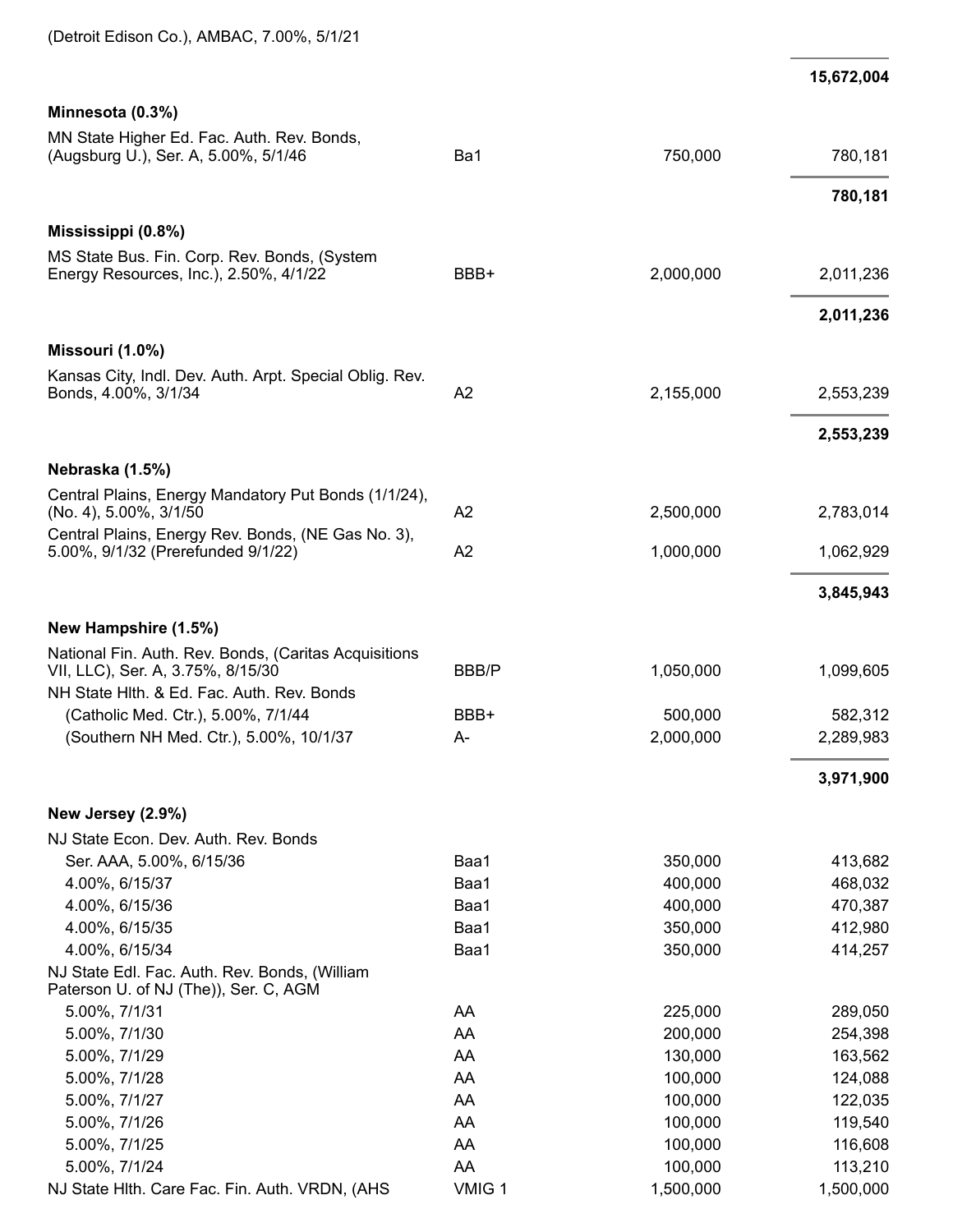| | | | |
|---|---|---|---|
| (Detroit Edison Co.), AMBAC, 7.00%, 5/1/21 | | | |
| | | | **15,672,004** |
| **Minnesota (0.3%)** | | | |
| MN State Higher Ed. Fac. Auth. Rev. Bonds, (Augsburg U.), Ser. A, 5.00%, 5/1/46 | Ba1 | 750,000 | 780,181 |
| | | | **780,181** |
| **Mississippi (0.8%)** | | | |
| MS State Bus. Fin. Corp. Rev. Bonds, (System Energy Resources, Inc.), 2.50%, 4/1/22 | BBB+ | 2,000,000 | 2,011,236 |
| | | | **2,011,236** |
| **Missouri (1.0%)** | | | |
| Kansas City, Indl. Dev. Auth. Arpt. Special Oblig. Rev. Bonds, 4.00%, 3/1/34 | A2 | 2,155,000 | 2,553,239 |
| | | | **2,553,239** |
| **Nebraska (1.5%)** | | | |
| Central Plains, Energy Mandatory Put Bonds (1/1/24), (No. 4), 5.00%, 3/1/50 | A2 | 2,500,000 | 2,783,014 |
| Central Plains, Energy Rev. Bonds, (NE Gas No. 3), 5.00%, 9/1/32 (Prerefunded 9/1/22) | A2 | 1,000,000 | 1,062,929 |
| | | | **3,845,943** |
| **New Hampshire (1.5%)** | | | |
| National Fin. Auth. Rev. Bonds, (Caritas Acquisitions VII, LLC), Ser. A, 3.75%, 8/15/30 | BBB/P | 1,050,000 | 1,099,605 |
| NH State Hlth. & Ed. Fac. Auth. Rev. Bonds | | | |
| (Catholic Med. Ctr.), 5.00%, 7/1/44 | BBB+ | 500,000 | 582,312 |
| (Southern NH Med. Ctr.), 5.00%, 10/1/37 | A- | 2,000,000 | 2,289,983 |
| | | | **3,971,900** |
| **New Jersey (2.9%)** | | | |
| NJ State Econ. Dev. Auth. Rev. Bonds | | | |
| Ser. AAA, 5.00%, 6/15/36 | Baa1 | 350,000 | 413,682 |
| 4.00%, 6/15/37 | Baa1 | 400,000 | 468,032 |
| 4.00%, 6/15/36 | Baa1 | 400,000 | 470,387 |
| 4.00%, 6/15/35 | Baa1 | 350,000 | 412,980 |
| 4.00%, 6/15/34 | Baa1 | 350,000 | 414,257 |
| NJ State Edl. Fac. Auth. Rev. Bonds, (William Paterson U. of NJ (The)), Ser. C, AGM | | | |
| 5.00%, 7/1/31 | AA | 225,000 | 289,050 |
| 5.00%, 7/1/30 | AA | 200,000 | 254,398 |
| 5.00%, 7/1/29 | AA | 130,000 | 163,562 |
| 5.00%, 7/1/28 | AA | 100,000 | 124,088 |
| 5.00%, 7/1/27 | AA | 100,000 | 122,035 |
| 5.00%, 7/1/26 | AA | 100,000 | 119,540 |
| 5.00%, 7/1/25 | AA | 100,000 | 116,608 |
| 5.00%, 7/1/24 | AA | 100,000 | 113,210 |
| NJ State Hlth. Care Fac. Fin. Auth. VRDN, (AHS | VMIG 1 | 1,500,000 | 1,500,000 |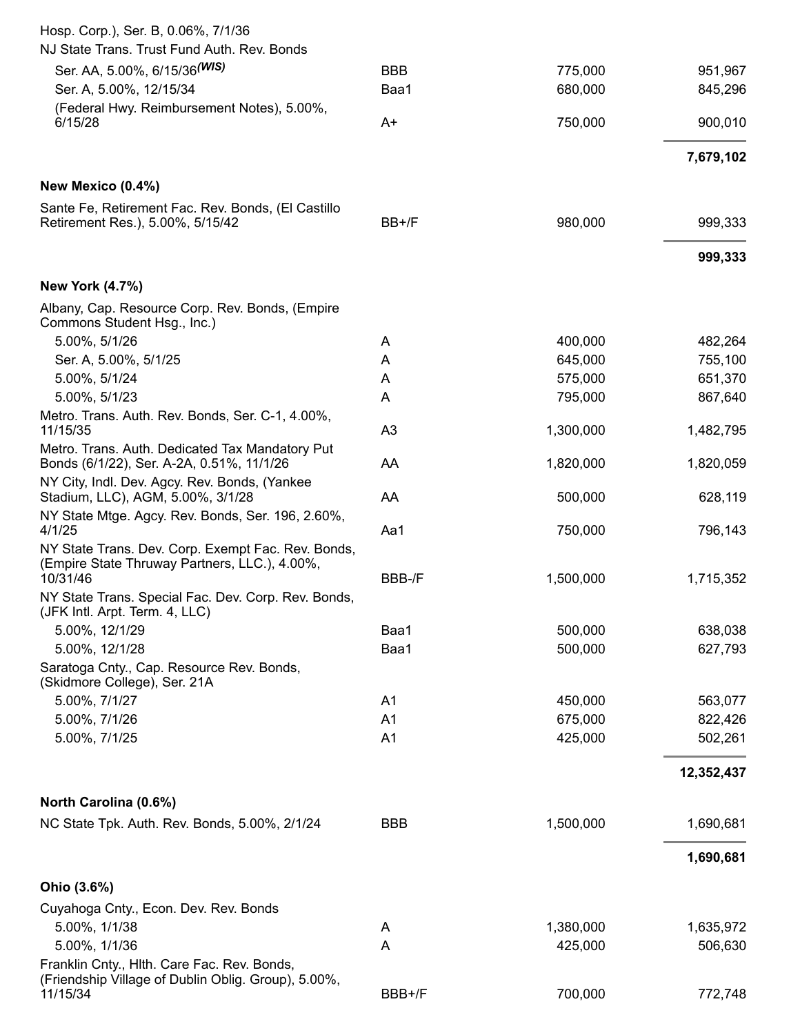| | | | |
|---|---|---|---|
| Hosp. Corp.), Ser. B, 0.06%, 7/1/36 | | | |
| NJ State Trans. Trust Fund Auth. Rev. Bonds | | | |
| Ser. AA, 5.00%, 6/15/36 *(WIS)* | BBB | 775,000 | 951,967 |
| Ser. A, 5.00%, 12/15/34 | Baa1 | 680,000 | 845,296 |
| (Federal Hwy. Reimbursement Notes), 5.00%, 6/15/28 | A+ | 750,000 | 900,010 |
| | | | **7,679,102** |
| **New Mexico (0.4%)** | | | |
| Sante Fe, Retirement Fac. Rev. Bonds, (El Castillo Retirement Res.), 5.00%, 5/15/42 | BB+/F | 980,000 | 999,333 |
| | | | **999,333** |
| **New York (4.7%)** | | | |
| Albany, Cap. Resource Corp. Rev. Bonds, (Empire Commons Student Hsg., Inc.) | | | |
| 5.00%, 5/1/26 | A | 400,000 | 482,264 |
| Ser. A, 5.00%, 5/1/25 | A | 645,000 | 755,100 |
| 5.00%, 5/1/24 | A | 575,000 | 651,370 |
| 5.00%, 5/1/23 | A | 795,000 | 867,640 |
| Metro. Trans. Auth. Rev. Bonds, Ser. C-1, 4.00%, 11/15/35 | A3 | 1,300,000 | 1,482,795 |
| Metro. Trans. Auth. Dedicated Tax Mandatory Put Bonds (6/1/22), Ser. A-2A, 0.51%, 11/1/26 | AA | 1,820,000 | 1,820,059 |
| NY City, Indl. Dev. Agcy. Rev. Bonds, (Yankee Stadium, LLC), AGM, 5.00%, 3/1/28 | AA | 500,000 | 628,119 |
| NY State Mtge. Agcy. Rev. Bonds, Ser. 196, 2.60%, 4/1/25 | Aa1 | 750,000 | 796,143 |
| NY State Trans. Dev. Corp. Exempt Fac. Rev. Bonds, (Empire State Thruway Partners, LLC.), 4.00%, 10/31/46 | BBB-/F | 1,500,000 | 1,715,352 |
| NY State Trans. Special Fac. Dev. Corp. Rev. Bonds, (JFK Intl. Arpt. Term. 4, LLC) | | | |
| 5.00%, 12/1/29 | Baa1 | 500,000 | 638,038 |
| 5.00%, 12/1/28 | Baa1 | 500,000 | 627,793 |
| Saratoga Cnty., Cap. Resource Rev. Bonds, (Skidmore College), Ser. 21A | | | |
| 5.00%, 7/1/27 | A1 | 450,000 | 563,077 |
| 5.00%, 7/1/26 | A1 | 675,000 | 822,426 |
| 5.00%, 7/1/25 | A1 | 425,000 | 502,261 |
| | | | **12,352,437** |
| **North Carolina (0.6%)** | | | |
| NC State Tpk. Auth. Rev. Bonds, 5.00%, 2/1/24 | BBB | 1,500,000 | 1,690,681 |
| | | | **1,690,681** |
| **Ohio (3.6%)** | | | |
| Cuyahoga Cnty., Econ. Dev. Rev. Bonds | | | |
| 5.00%, 1/1/38 | A | 1,380,000 | 1,635,972 |
| 5.00%, 1/1/36 | A | 425,000 | 506,630 |
| Franklin Cnty., Hlth. Care Fac. Rev. Bonds, (Friendship Village of Dublin Oblig. Group), 5.00%, 11/15/34 | BBB+/F | 700,000 | 772,748 |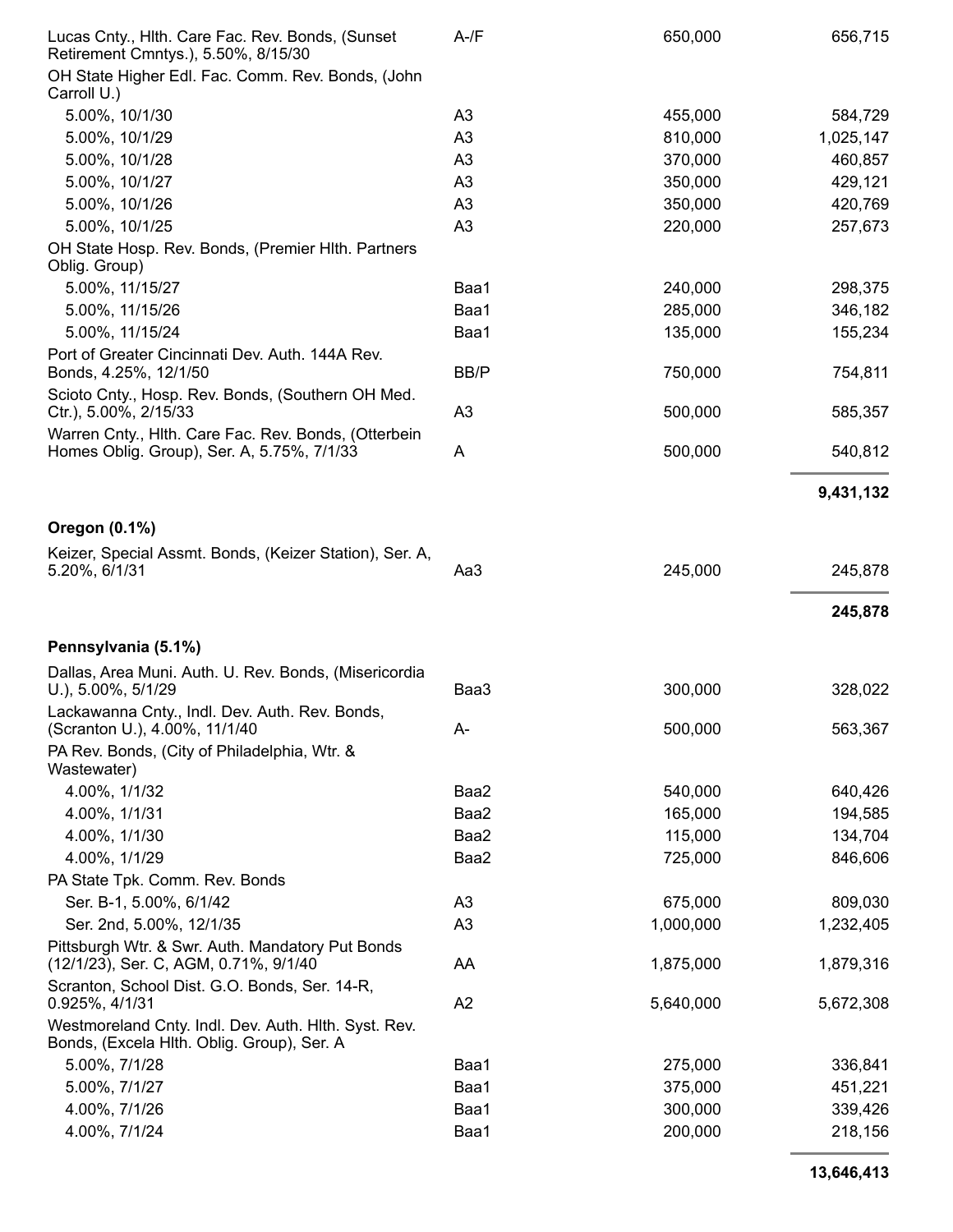| | | | |
|---|---|---|---|
| Lucas Cnty., Hlth. Care Fac. Rev. Bonds, (Sunset Retirement Cmntys.), 5.50%, 8/15/30 | A-/F | 650,000 | 656,715 |
| OH State Higher Edl. Fac. Comm. Rev. Bonds, (John Carroll U.) | | | |
| 5.00%, 10/1/30 | A3 | 455,000 | 584,729 |
| 5.00%, 10/1/29 | A3 | 810,000 | 1,025,147 |
| 5.00%, 10/1/28 | A3 | 370,000 | 460,857 |
| 5.00%, 10/1/27 | A3 | 350,000 | 429,121 |
| 5.00%, 10/1/26 | A3 | 350,000 | 420,769 |
| 5.00%, 10/1/25 | A3 | 220,000 | 257,673 |
| OH State Hosp. Rev. Bonds, (Premier Hlth. Partners Oblig. Group) | | | |
| 5.00%, 11/15/27 | Baa1 | 240,000 | 298,375 |
| 5.00%, 11/15/26 | Baa1 | 285,000 | 346,182 |
| 5.00%, 11/15/24 | Baa1 | 135,000 | 155,234 |
| Port of Greater Cincinnati Dev. Auth. 144A Rev. Bonds, 4.25%, 12/1/50 | BB/P | 750,000 | 754,811 |
| Scioto Cnty., Hosp. Rev. Bonds, (Southern OH Med. Ctr.), 5.00%, 2/15/33 | A3 | 500,000 | 585,357 |
| Warren Cnty., Hlth. Care Fac. Rev. Bonds, (Otterbein Homes Oblig. Group), Ser. A, 5.75%, 7/1/33 | A | 500,000 | 540,812 |
| | | | **9,431,132** |
| **Oregon (0.1%)** | | | |
| Keizer, Special Assmt. Bonds, (Keizer Station), Ser. A, 5.20%, 6/1/31 | Aa3 | 245,000 | 245,878 |
| | | | **245,878** |
| **Pennsylvania (5.1%)** | | | |
| Dallas, Area Muni. Auth. U. Rev. Bonds, (Misericordia U.), 5.00%, 5/1/29 | Baa3 | 300,000 | 328,022 |
| Lackawanna Cnty., Indl. Dev. Auth. Rev. Bonds, (Scranton U.), 4.00%, 11/1/40 | A- | 500,000 | 563,367 |
| PA Rev. Bonds, (City of Philadelphia, Wtr. & Wastewater) | | | |
| 4.00%, 1/1/32 | Baa2 | 540,000 | 640,426 |
| 4.00%, 1/1/31 | Baa2 | 165,000 | 194,585 |
| 4.00%, 1/1/30 | Baa2 | 115,000 | 134,704 |
| 4.00%, 1/1/29 | Baa2 | 725,000 | 846,606 |
| PA State Tpk. Comm. Rev. Bonds | | | |
| Ser. B-1, 5.00%, 6/1/42 | A3 | 675,000 | 809,030 |
| Ser. 2nd, 5.00%, 12/1/35 | A3 | 1,000,000 | 1,232,405 |
| Pittsburgh Wtr. & Swr. Auth. Mandatory Put Bonds (12/1/23), Ser. C, AGM, 0.71%, 9/1/40 | AA | 1,875,000 | 1,879,316 |
| Scranton, School Dist. G.O. Bonds, Ser. 14-R, 0.925%, 4/1/31 | A2 | 5,640,000 | 5,672,308 |
| Westmoreland Cnty. Indl. Dev. Auth. Hlth. Syst. Rev. Bonds, (Excela Hlth. Oblig. Group), Ser. A | | | |
| 5.00%, 7/1/28 | Baa1 | 275,000 | 336,841 |
| 5.00%, 7/1/27 | Baa1 | 375,000 | 451,221 |
| 4.00%, 7/1/26 | Baa1 | 300,000 | 339,426 |
| 4.00%, 7/1/24 | Baa1 | 200,000 | 218,156 |
| | | | **13,646,413** |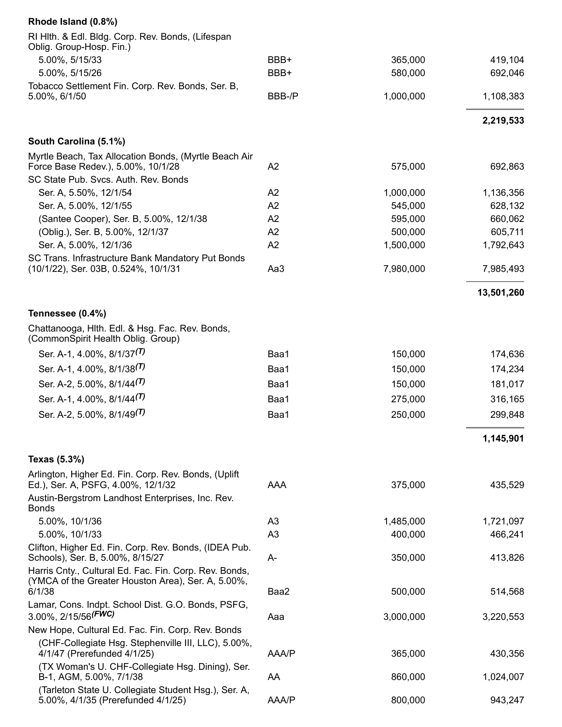| | | | |
|---|---|---|---|
| **Rhode Island (0.8%)** | | | |
| RI Hlth. & Edl. Bldg. Corp. Rev. Bonds, (Lifespan Oblig. Group-Hosp. Fin.) | | | |
| 5.00%, 5/15/33 | BBB+ | 365,000 | 419,104 |
| 5.00%, 5/15/26 | BBB+ | 580,000 | 692,046 |
| Tobacco Settlement Fin. Corp. Rev. Bonds, Ser. B, 5.00%, 6/1/50 | BBB-/P | 1,000,000 | 1,108,383 |
| | | | **2,219,533** |
| **South Carolina (5.1%)** | | | |
| Myrtle Beach, Tax Allocation Bonds, (Myrtle Beach Air Force Base Redev.), 5.00%, 10/1/28 | A2 | 575,000 | 692,863 |
| SC State Pub. Svcs. Auth. Rev. Bonds | | | |
| Ser. A, 5.50%, 12/1/54 | A2 | 1,000,000 | 1,136,356 |
| Ser. A, 5.00%, 12/1/55 | A2 | 545,000 | 628,132 |
| (Santee Cooper), Ser. B, 5.00%, 12/1/38 | A2 | 595,000 | 660,062 |
| (Oblig.), Ser. B, 5.00%, 12/1/37 | A2 | 500,000 | 605,711 |
| Ser. A, 5.00%, 12/1/36 | A2 | 1,500,000 | 1,792,643 |
| SC Trans. Infrastructure Bank Mandatory Put Bonds (10/1/22), Ser. 03B, 0.524%, 10/1/31 | Aa3 | 7,980,000 | 7,985,493 |
| | | | **13,501,260** |
| **Tennessee (0.4%)** | | | |
| Chattanooga, Hlth. Edl. & Hsg. Fac. Rev. Bonds, (CommonSpirit Health Oblig. Group) | | | |
| Ser. A-1, 4.00%, 8/1/37*(T)* | Baa1 | 150,000 | 174,636 |
| Ser. A-1, 4.00%, 8/1/38*(T)* | Baa1 | 150,000 | 174,234 |
| Ser. A-2, 5.00%, 8/1/44*(T)* | Baa1 | 150,000 | 181,017 |
| Ser. A-1, 4.00%, 8/1/44*(T)* | Baa1 | 275,000 | 316,165 |
| Ser. A-2, 5.00%, 8/1/49*(T)* | Baa1 | 250,000 | 299,848 |
| | | | **1,145,901** |
| **Texas (5.3%)** | | | |
| Arlington, Higher Ed. Fin. Corp. Rev. Bonds, (Uplift Ed.), Ser. A, PSFG, 4.00%, 12/1/32 | AAA | 375,000 | 435,529 |
| Austin-Bergstrom Landhost Enterprises, Inc. Rev. Bonds | | | |
| 5.00%, 10/1/36 | A3 | 1,485,000 | 1,721,097 |
| 5.00%, 10/1/33 | A3 | 400,000 | 466,241 |
| Clifton, Higher Ed. Fin. Corp. Rev. Bonds, (IDEA Pub. Schools), Ser. B, 5.00%, 8/15/27 | A- | 350,000 | 413,826 |
| Harris Cnty., Cultural Ed. Fac. Fin. Corp. Rev. Bonds, (YMCA of the Greater Houston Area), Ser. A, 5.00%, 6/1/38 | Baa2 | 500,000 | 514,568 |
| Lamar, Cons. Indpt. School Dist. G.O. Bonds, PSFG, 3.00%, 2/15/56*(FWC)* | Aaa | 3,000,000 | 3,220,553 |
| New Hope, Cultural Ed. Fac. Fin. Corp. Rev. Bonds | | | |
| (CHF-Collegiate Hsg. Stephenville III, LLC), 5.00%, 4/1/47 (Prerefunded 4/1/25) | AAA/P | 365,000 | 430,356 |
| (TX Woman's U. CHF-Collegiate Hsg. Dining), Ser. B-1, AGM, 5.00%, 7/1/38 | AA | 860,000 | 1,024,007 |
| (Tarleton State U. Collegiate Student Hsg.), Ser. A, 5.00%, 4/1/35 (Prerefunded 4/1/25) | AAA/P | 800,000 | 943,247 |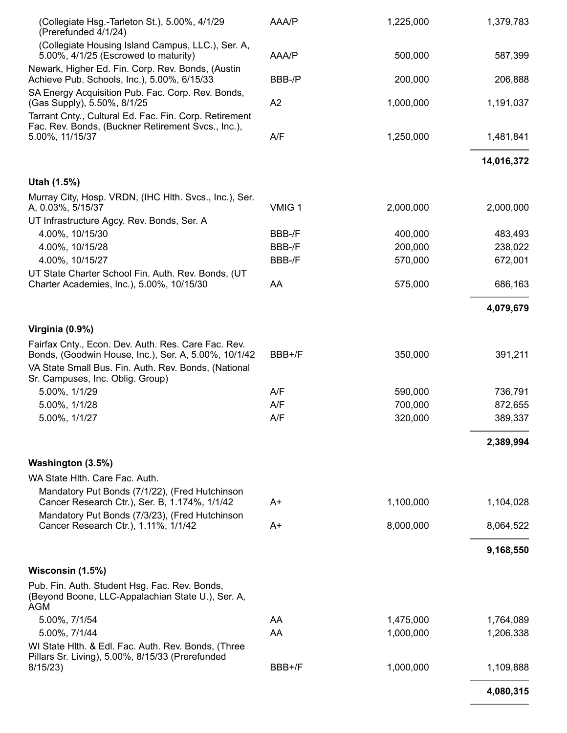| | | | |
|---|---|---|---|
| (Collegiate Hsg.-Tarleton St.), 5.00%, 4/1/29 (Prerefunded 4/1/24) | AAA/P | 1,225,000 | 1,379,783 |
| (Collegiate Housing Island Campus, LLC.), Ser. A, 5.00%, 4/1/25 (Escrowed to maturity) | AAA/P | 500,000 | 587,399 |
| Newark, Higher Ed. Fin. Corp. Rev. Bonds, (Austin Achieve Pub. Schools, Inc.), 5.00%, 6/15/33 | BBB-/P | 200,000 | 206,888 |
| SA Energy Acquisition Pub. Fac. Corp. Rev. Bonds, (Gas Supply), 5.50%, 8/1/25 | A2 | 1,000,000 | 1,191,037 |
| Tarrant Cnty., Cultural Ed. Fac. Fin. Corp. Retirement Fac. Rev. Bonds, (Buckner Retirement Svcs., Inc.), 5.00%, 11/15/37 | A/F | 1,250,000 | 1,481,841 |
| | | | **14,016,372** |
| **Utah (1.5%)** | | | |
| Murray City, Hosp. VRDN, (IHC Hlth. Svcs., Inc.), Ser. A, 0.03%, 5/15/37 | VMIG 1 | 2,000,000 | 2,000,000 |
| UT Infrastructure Agcy. Rev. Bonds, Ser. A | | | |
| 4.00%, 10/15/30 | BBB-/F | 400,000 | 483,493 |
| 4.00%, 10/15/28 | BBB-/F | 200,000 | 238,022 |
| 4.00%, 10/15/27 | BBB-/F | 570,000 | 672,001 |
| UT State Charter School Fin. Auth. Rev. Bonds, (UT Charter Academies, Inc.), 5.00%, 10/15/30 | AA | 575,000 | 686,163 |
| | | | **4,079,679** |
| **Virginia (0.9%)** | | | |
| Fairfax Cnty., Econ. Dev. Auth. Res. Care Fac. Rev. Bonds, (Goodwin House, Inc.), Ser. A, 5.00%, 10/1/42 | BBB+/F | 350,000 | 391,211 |
| VA State Small Bus. Fin. Auth. Rev. Bonds, (National Sr. Campuses, Inc. Oblig. Group) | | | |
| 5.00%, 1/1/29 | A/F | 590,000 | 736,791 |
| 5.00%, 1/1/28 | A/F | 700,000 | 872,655 |
| 5.00%, 1/1/27 | A/F | 320,000 | 389,337 |
| | | | **2,389,994** |
| **Washington (3.5%)** | | | |
| WA State Hlth. Care Fac. Auth. | | | |
| Mandatory Put Bonds (7/1/22), (Fred Hutchinson Cancer Research Ctr.), Ser. B, 1.174%, 1/1/42 | A+ | 1,100,000 | 1,104,028 |
| Mandatory Put Bonds (7/3/23), (Fred Hutchinson Cancer Research Ctr.), 1.11%, 1/1/42 | A+ | 8,000,000 | 8,064,522 |
| | | | **9,168,550** |
| **Wisconsin (1.5%)** | | | |
| Pub. Fin. Auth. Student Hsg. Fac. Rev. Bonds, (Beyond Boone, LLC-Appalachian State U.), Ser. A, AGM | | | |
| 5.00%, 7/1/54 | AA | 1,475,000 | 1,764,089 |
| 5.00%, 7/1/44 | AA | 1,000,000 | 1,206,338 |
| WI State Hlth. & Edl. Fac. Auth. Rev. Bonds, (Three Pillars Sr. Living), 5.00%, 8/15/33 (Prerefunded 8/15/23) | BBB+/F | 1,000,000 | 1,109,888 |
| | | | **4,080,315** |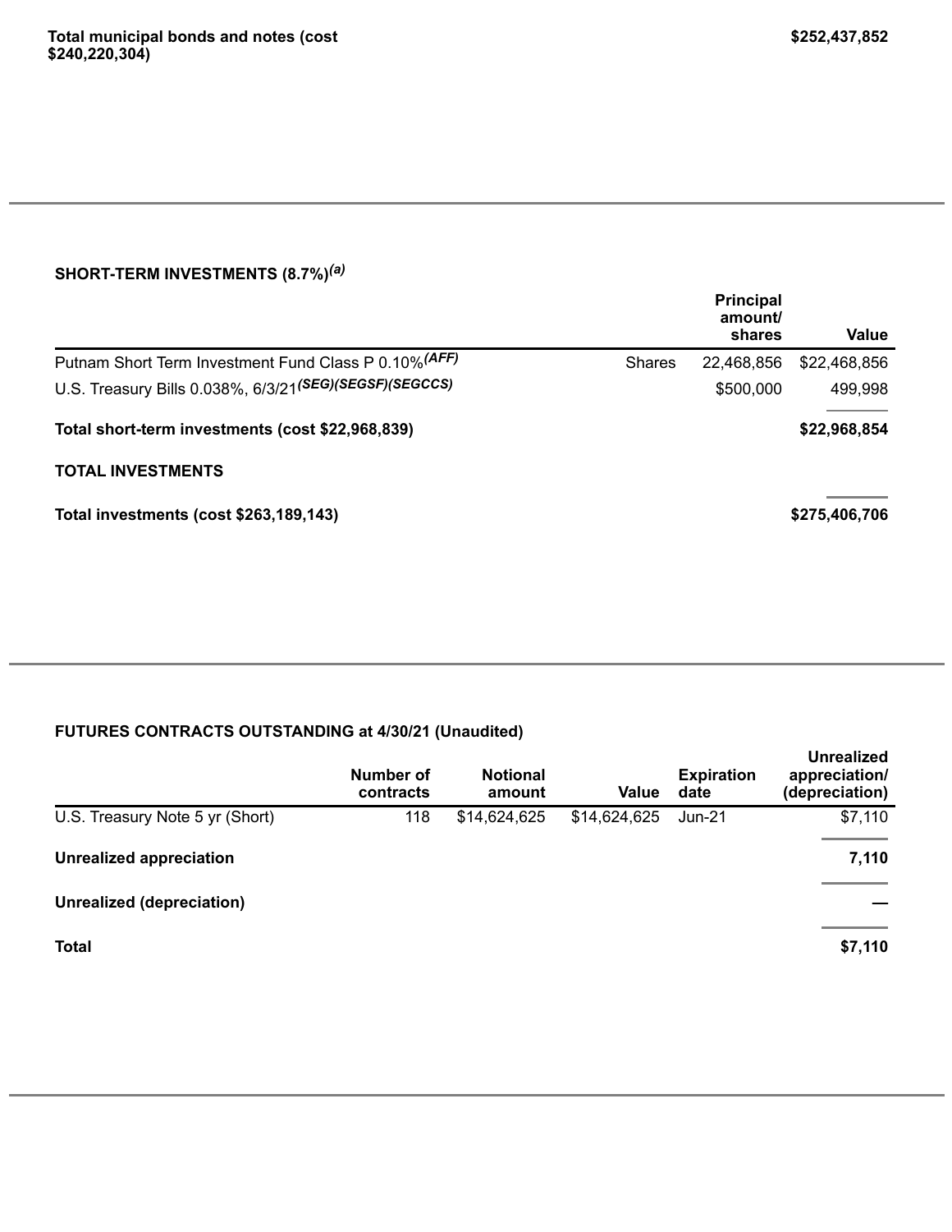| | |
|---|---|
| **Total municipal bonds and notes (cost $240,220,304)** | **$252,437,852** |

## SHORT-TERM INVESTMENTS (8.7%)[(a)]

| | | Principal amount/ shares | Value |
|---|---|---|---|
| Putnam Short Term Investment Fund Class P 0.10%[(AFF)] | Shares | 22,468,856 | $22,468,856 |
| U.S. Treasury Bills 0.038%, 6/3/21[(SEG)(SEGSF)(SEGCCS)] | | $500,000 | 499,998 |
| **Total short-term investments (cost $22,968,839)** | | | **$22,968,854** |

## TOTAL INVESTMENTS

| | |
|---|---|
| **Total investments (cost $263,189,143)** | **$275,406,706** |

## FUTURES CONTRACTS OUTSTANDING at 4/30/21 (Unaudited)

| | Number of contracts | Notional amount | Value | Expiration date | Unrealized appreciation/ (depreciation) |
|---|---|---|---|---|---|
| U.S. Treasury Note 5 yr (Short) | 118 | $14,624,625 | $14,624,625 | Jun-21 | $7,110 |
| **Unrealized appreciation** | | | | | **7,110** |
| **Unrealized (depreciation)** | | | | | **—** |
| **Total** | | | | | **$7,110** |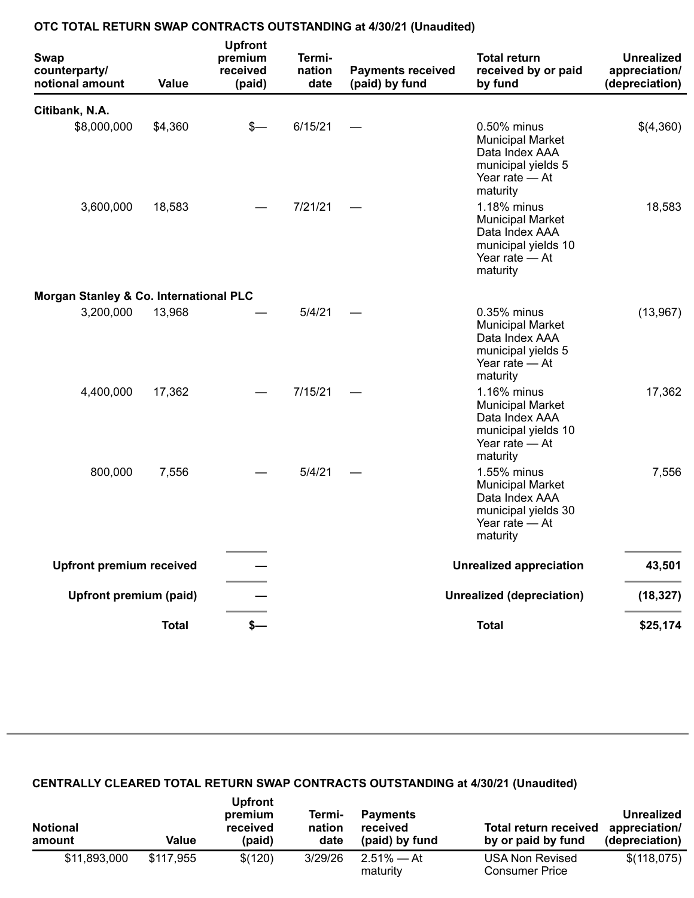**OTC TOTAL RETURN SWAP CONTRACTS OUTSTANDING at 4/30/21 (Unaudited)**

| Swap counterparty/ notional amount | Value | Upfront premium received (paid) | Termi- nation date | Payments received (paid) by fund | Total return received by or paid by fund | Unrealized appreciation/ (depreciation) |
|---|---|---|---|---|---|---|
| **Citibank, N.A.** | | | | | | |
| $8,000,000 | $4,360 | $— | 6/15/21 | — | 0.50% minus Municipal Market Data Index AAA municipal yields 5 Year rate — At maturity | $(4,360) |
| 3,600,000 | 18,583 | — | 7/21/21 | — | 1.18% minus Municipal Market Data Index AAA municipal yields 10 Year rate — At maturity | 18,583 |
| **Morgan Stanley & Co. International PLC** | | | | | | |
| 3,200,000 | 13,968 | — | 5/4/21 | — | 0.35% minus Municipal Market Data Index AAA municipal yields 5 Year rate — At maturity | (13,967) |
| 4,400,000 | 17,362 | — | 7/15/21 | — | 1.16% minus Municipal Market Data Index AAA municipal yields 10 Year rate — At maturity | 17,362 |
| 800,000 | 7,556 | — | 5/4/21 | — | 1.55% minus Municipal Market Data Index AAA municipal yields 30 Year rate — At maturity | 7,556 |
| **Upfront premium received** | | **—** | | | **Unrealized appreciation** | **43,501** |
| **Upfront premium (paid)** | | **—** | | | **Unrealized (depreciation)** | **(18,327)** |
| **Total** | | **$—** | | | **Total** | **$25,174** |

**CENTRALLY CLEARED TOTAL RETURN SWAP CONTRACTS OUTSTANDING at 4/30/21 (Unaudited)**

| Notional amount | Value | Upfront premium received (paid) | Termi- nation date | Payments received (paid) by fund | Total return received by or paid by fund | Unrealized appreciation/ (depreciation) |
|---|---|---|---|---|---|---|
| $11,893,000 | $117,955 | $(120) | 3/29/26 | 2.51% — At maturity | USA Non Revised Consumer Price | $(118,075) |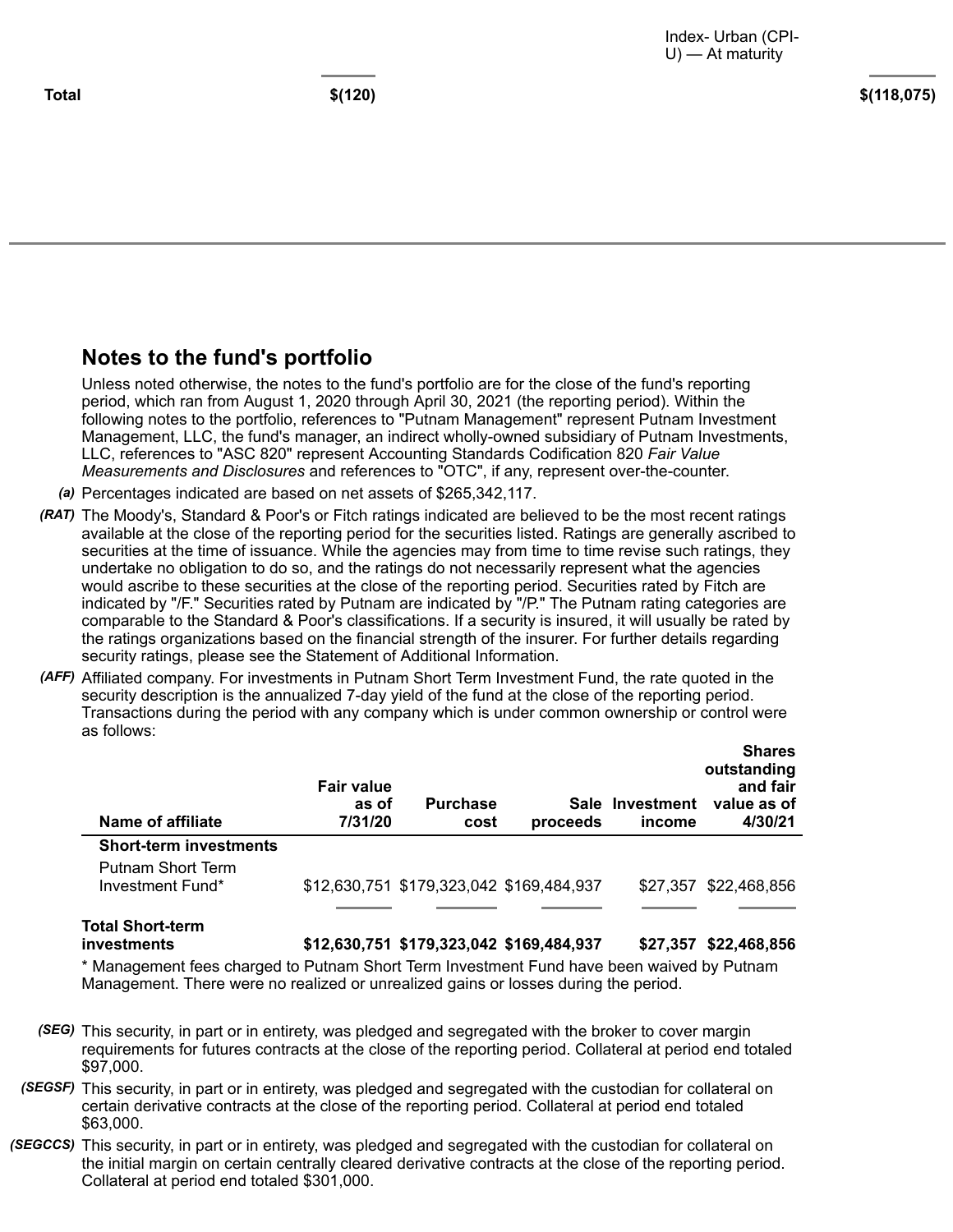| | | Index- Urban (CPI-U) — At maturity | |
|---|---|---|---|
| **Total** | **$(120)** | | **$(118,075)** |

## Notes to the fund's portfolio

Unless noted otherwise, the notes to the fund's portfolio are for the close of the fund's reporting period, which ran from August 1, 2020 through April 30, 2021 (the reporting period). Within the following notes to the portfolio, references to "Putnam Management" represent Putnam Investment Management, LLC, the fund's manager, an indirect wholly-owned subsidiary of Putnam Investments, LLC, references to "ASC 820" represent Accounting Standards Codification 820 *Fair Value Measurements and Disclosures* and references to "OTC", if any, represent over-the-counter.

*(a)* Percentages indicated are based on net assets of $265,342,117.

*(RAT)* The Moody's, Standard & Poor's or Fitch ratings indicated are believed to be the most recent ratings available at the close of the reporting period for the securities listed. Ratings are generally ascribed to securities at the time of issuance. While the agencies may from time to time revise such ratings, they undertake no obligation to do so, and the ratings do not necessarily represent what the agencies would ascribe to these securities at the close of the reporting period. Securities rated by Fitch are indicated by "/F." Securities rated by Putnam are indicated by "/P." The Putnam rating categories are comparable to the Standard & Poor's classifications. If a security is insured, it will usually be rated by the ratings organizations based on the financial strength of the insurer. For further details regarding security ratings, please see the Statement of Additional Information.

*(AFF)* Affiliated company. For investments in Putnam Short Term Investment Fund, the rate quoted in the security description is the annualized 7-day yield of the fund at the close of the reporting period. Transactions during the period with any company which is under common ownership or control were as follows:

| Name of affiliate | Fair value as of 7/31/20 | Purchase cost | Sale proceeds | Investment income | Shares outstanding and fair value as of 4/30/21 |
|---|---|---|---|---|---|
| **Short-term investments** | | | | | |
| Putnam Short Term Investment Fund* | $12,630,751 | $179,323,042 | $169,484,937 | $27,357 | $22,468,856 |
| **Total Short-term investments** | **$12,630,751** | **$179,323,042** | **$169,484,937** | **$27,357** | **$22,468,856** |

\* Management fees charged to Putnam Short Term Investment Fund have been waived by Putnam Management. There were no realized or unrealized gains or losses during the period.

*(SEG)* This security, in part or in entirety, was pledged and segregated with the broker to cover margin requirements for futures contracts at the close of the reporting period. Collateral at period end totaled $97,000.

*(SEGSF)* This security, in part or in entirety, was pledged and segregated with the custodian for collateral on certain derivative contracts at the close of the reporting period. Collateral at period end totaled $63,000.

*(SEGCCS)* This security, in part or in entirety, was pledged and segregated with the custodian for collateral on the initial margin on certain centrally cleared derivative contracts at the close of the reporting period. Collateral at period end totaled $301,000.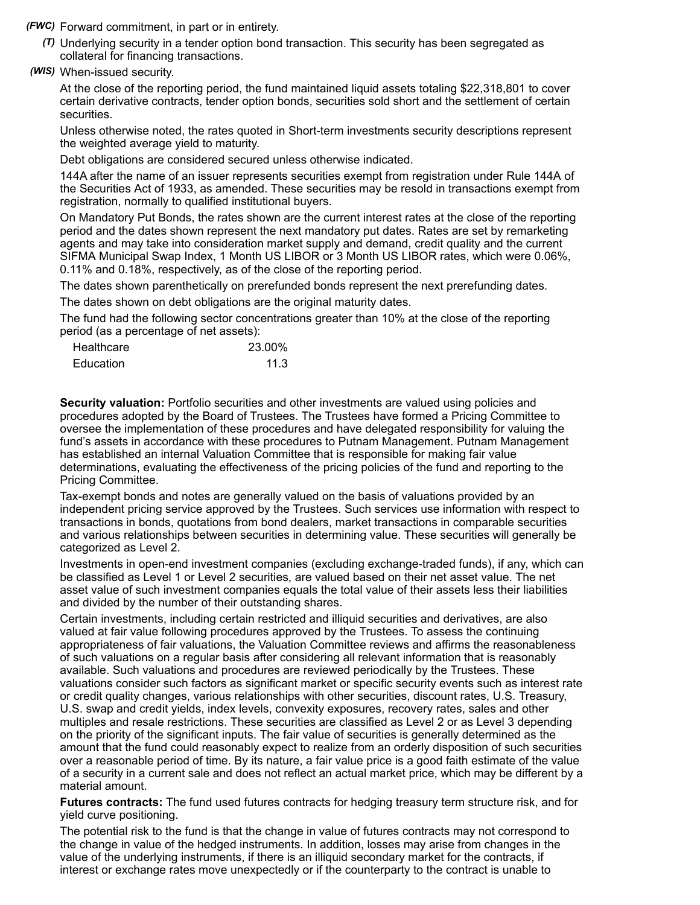*(FWC)* Forward commitment, in part or in entirety.

*(T)* Underlying security in a tender option bond transaction. This security has been segregated as collateral for financing transactions.

*(WIS)* When-issued security.

At the close of the reporting period, the fund maintained liquid assets totaling $22,318,801 to cover certain derivative contracts, tender option bonds, securities sold short and the settlement of certain securities.

Unless otherwise noted, the rates quoted in Short-term investments security descriptions represent the weighted average yield to maturity.

Debt obligations are considered secured unless otherwise indicated.

144A after the name of an issuer represents securities exempt from registration under Rule 144A of the Securities Act of 1933, as amended. These securities may be resold in transactions exempt from registration, normally to qualified institutional buyers.

On Mandatory Put Bonds, the rates shown are the current interest rates at the close of the reporting period and the dates shown represent the next mandatory put dates. Rates are set by remarketing agents and may take into consideration market supply and demand, credit quality and the current SIFMA Municipal Swap Index, 1 Month US LIBOR or 3 Month US LIBOR rates, which were 0.06%, 0.11% and 0.18%, respectively, as of the close of the reporting period.

The dates shown parenthetically on prerefunded bonds represent the next prerefunding dates.

The dates shown on debt obligations are the original maturity dates.

The fund had the following sector concentrations greater than 10% at the close of the reporting period (as a percentage of net assets):

| | |
|---|---|
| Healthcare | 23.00% |
| Education | 11.3 |

**Security valuation:** Portfolio securities and other investments are valued using policies and procedures adopted by the Board of Trustees. The Trustees have formed a Pricing Committee to oversee the implementation of these procedures and have delegated responsibility for valuing the fund's assets in accordance with these procedures to Putnam Management. Putnam Management has established an internal Valuation Committee that is responsible for making fair value determinations, evaluating the effectiveness of the pricing policies of the fund and reporting to the Pricing Committee.

Tax-exempt bonds and notes are generally valued on the basis of valuations provided by an independent pricing service approved by the Trustees. Such services use information with respect to transactions in bonds, quotations from bond dealers, market transactions in comparable securities and various relationships between securities in determining value. These securities will generally be categorized as Level 2.

Investments in open-end investment companies (excluding exchange-traded funds), if any, which can be classified as Level 1 or Level 2 securities, are valued based on their net asset value. The net asset value of such investment companies equals the total value of their assets less their liabilities and divided by the number of their outstanding shares.

Certain investments, including certain restricted and illiquid securities and derivatives, are also valued at fair value following procedures approved by the Trustees. To assess the continuing appropriateness of fair valuations, the Valuation Committee reviews and affirms the reasonableness of such valuations on a regular basis after considering all relevant information that is reasonably available. Such valuations and procedures are reviewed periodically by the Trustees. These valuations consider such factors as significant market or specific security events such as interest rate or credit quality changes, various relationships with other securities, discount rates, U.S. Treasury, U.S. swap and credit yields, index levels, convexity exposures, recovery rates, sales and other multiples and resale restrictions. These securities are classified as Level 2 or as Level 3 depending on the priority of the significant inputs. The fair value of securities is generally determined as the amount that the fund could reasonably expect to realize from an orderly disposition of such securities over a reasonable period of time. By its nature, a fair value price is a good faith estimate of the value of a security in a current sale and does not reflect an actual market price, which may be different by a material amount.

**Futures contracts:** The fund used futures contracts for hedging treasury term structure risk, and for yield curve positioning.

The potential risk to the fund is that the change in value of futures contracts may not correspond to the change in value of the hedged instruments. In addition, losses may arise from changes in the value of the underlying instruments, if there is an illiquid secondary market for the contracts, if interest or exchange rates move unexpectedly or if the counterparty to the contract is unable to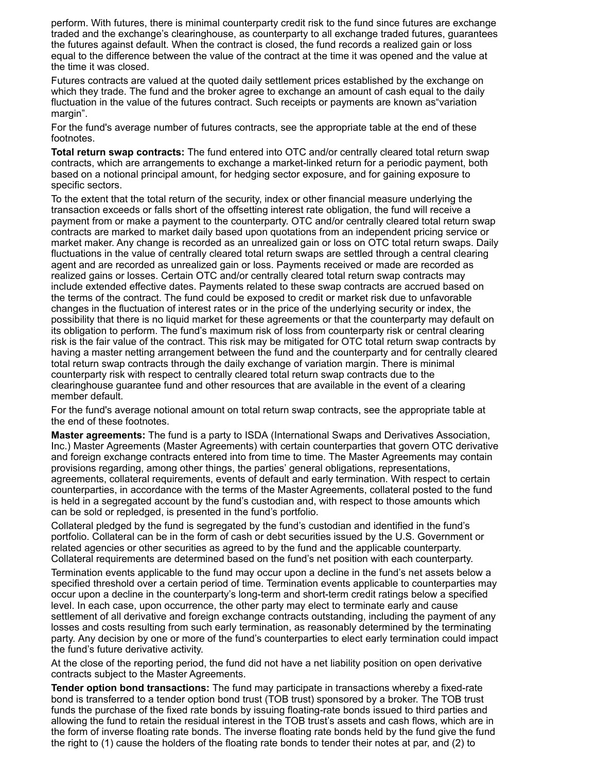perform. With futures, there is minimal counterparty credit risk to the fund since futures are exchange traded and the exchange's clearinghouse, as counterparty to all exchange traded futures, guarantees the futures against default. When the contract is closed, the fund records a realized gain or loss equal to the difference between the value of the contract at the time it was opened and the value at the time it was closed.

Futures contracts are valued at the quoted daily settlement prices established by the exchange on which they trade. The fund and the broker agree to exchange an amount of cash equal to the daily fluctuation in the value of the futures contract. Such receipts or payments are known as"variation margin".

For the fund's average number of futures contracts, see the appropriate table at the end of these footnotes.

**Total return swap contracts:** The fund entered into OTC and/or centrally cleared total return swap contracts, which are arrangements to exchange a market-linked return for a periodic payment, both based on a notional principal amount, for hedging sector exposure, and for gaining exposure to specific sectors.

To the extent that the total return of the security, index or other financial measure underlying the transaction exceeds or falls short of the offsetting interest rate obligation, the fund will receive a payment from or make a payment to the counterparty. OTC and/or centrally cleared total return swap contracts are marked to market daily based upon quotations from an independent pricing service or market maker. Any change is recorded as an unrealized gain or loss on OTC total return swaps. Daily fluctuations in the value of centrally cleared total return swaps are settled through a central clearing agent and are recorded as unrealized gain or loss. Payments received or made are recorded as realized gains or losses. Certain OTC and/or centrally cleared total return swap contracts may include extended effective dates. Payments related to these swap contracts are accrued based on the terms of the contract. The fund could be exposed to credit or market risk due to unfavorable changes in the fluctuation of interest rates or in the price of the underlying security or index, the possibility that there is no liquid market for these agreements or that the counterparty may default on its obligation to perform. The fund's maximum risk of loss from counterparty risk or central clearing risk is the fair value of the contract. This risk may be mitigated for OTC total return swap contracts by having a master netting arrangement between the fund and the counterparty and for centrally cleared total return swap contracts through the daily exchange of variation margin. There is minimal counterparty risk with respect to centrally cleared total return swap contracts due to the clearinghouse guarantee fund and other resources that are available in the event of a clearing member default.

For the fund's average notional amount on total return swap contracts, see the appropriate table at the end of these footnotes.

**Master agreements:** The fund is a party to ISDA (International Swaps and Derivatives Association, Inc.) Master Agreements (Master Agreements) with certain counterparties that govern OTC derivative and foreign exchange contracts entered into from time to time. The Master Agreements may contain provisions regarding, among other things, the parties' general obligations, representations, agreements, collateral requirements, events of default and early termination. With respect to certain counterparties, in accordance with the terms of the Master Agreements, collateral posted to the fund is held in a segregated account by the fund's custodian and, with respect to those amounts which can be sold or repledged, is presented in the fund's portfolio.

Collateral pledged by the fund is segregated by the fund's custodian and identified in the fund's portfolio. Collateral can be in the form of cash or debt securities issued by the U.S. Government or related agencies or other securities as agreed to by the fund and the applicable counterparty. Collateral requirements are determined based on the fund's net position with each counterparty.

Termination events applicable to the fund may occur upon a decline in the fund's net assets below a specified threshold over a certain period of time. Termination events applicable to counterparties may occur upon a decline in the counterparty's long-term and short-term credit ratings below a specified level. In each case, upon occurrence, the other party may elect to terminate early and cause settlement of all derivative and foreign exchange contracts outstanding, including the payment of any losses and costs resulting from such early termination, as reasonably determined by the terminating party. Any decision by one or more of the fund's counterparties to elect early termination could impact the fund's future derivative activity.

At the close of the reporting period, the fund did not have a net liability position on open derivative contracts subject to the Master Agreements.

**Tender option bond transactions:** The fund may participate in transactions whereby a fixed-rate bond is transferred to a tender option bond trust (TOB trust) sponsored by a broker. The TOB trust funds the purchase of the fixed rate bonds by issuing floating-rate bonds issued to third parties and allowing the fund to retain the residual interest in the TOB trust's assets and cash flows, which are in the form of inverse floating rate bonds. The inverse floating rate bonds held by the fund give the fund the right to (1) cause the holders of the floating rate bonds to tender their notes at par, and (2) to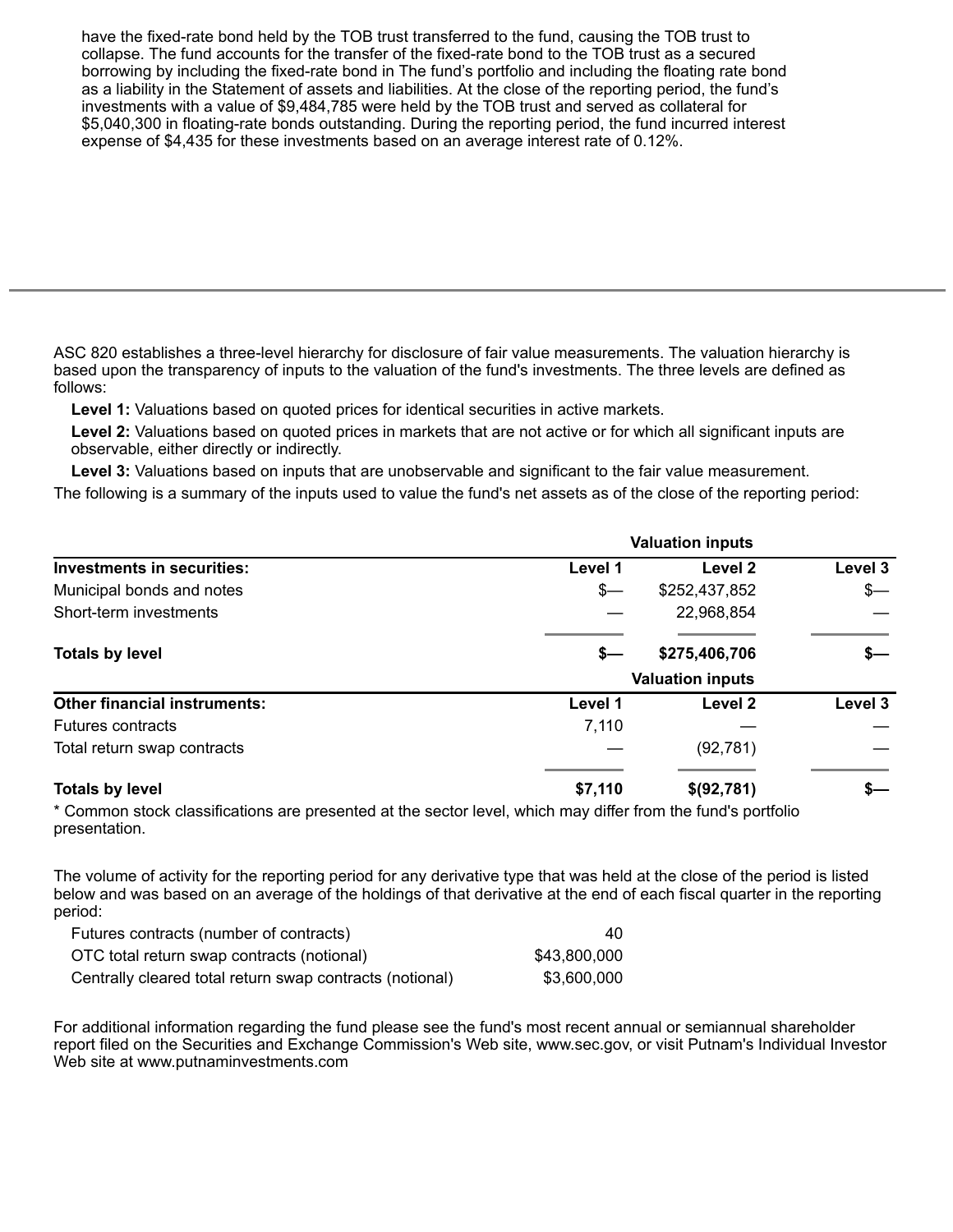have the fixed-rate bond held by the TOB trust transferred to the fund, causing the TOB trust to collapse. The fund accounts for the transfer of the fixed-rate bond to the TOB trust as a secured borrowing by including the fixed-rate bond in The fund's portfolio and including the floating rate bond as a liability in the Statement of assets and liabilities. At the close of the reporting period, the fund's investments with a value of $9,484,785 were held by the TOB trust and served as collateral for $5,040,300 in floating-rate bonds outstanding. During the reporting period, the fund incurred interest expense of $4,435 for these investments based on an average interest rate of 0.12%.

---

ASC 820 establishes a three-level hierarchy for disclosure of fair value measurements. The valuation hierarchy is based upon the transparency of inputs to the valuation of the fund's investments. The three levels are defined as follows:

**Level 1:** Valuations based on quoted prices for identical securities in active markets.

**Level 2:** Valuations based on quoted prices in markets that are not active or for which all significant inputs are observable, either directly or indirectly.

**Level 3:** Valuations based on inputs that are unobservable and significant to the fair value measurement.

The following is a summary of the inputs used to value the fund's net assets as of the close of the reporting period:

| | Valuation inputs | | |
|---|---|---|---|
| **Investments in securities:** | **Level 1** | **Level 2** | **Level 3** |
| Municipal bonds and notes | $— | $252,437,852 | $— |
| Short-term investments | — | 22,968,854 | — |
| **Totals by level** | **$—** | **$275,406,706** | **$—** |

| | Valuation inputs | | |
|---|---|---|---|
| **Other financial instruments:** | **Level 1** | **Level 2** | **Level 3** |
| Futures contracts | 7,110 | — | — |
| Total return swap contracts | — | (92,781) | — |
| **Totals by level** | **$7,110** | **$(92,781)** | **$—** |

* Common stock classifications are presented at the sector level, which may differ from the fund's portfolio presentation.

The volume of activity for the reporting period for any derivative type that was held at the close of the period is listed below and was based on an average of the holdings of that derivative at the end of each fiscal quarter in the reporting period:

| | |
|---|---|
| Futures contracts (number of contracts) | 40 |
| OTC total return swap contracts (notional) | $43,800,000 |
| Centrally cleared total return swap contracts (notional) | $3,600,000 |

For additional information regarding the fund please see the fund's most recent annual or semiannual shareholder report filed on the Securities and Exchange Commission's Web site, www.sec.gov, or visit Putnam's Individual Investor Web site at www.putnaminvestments.com